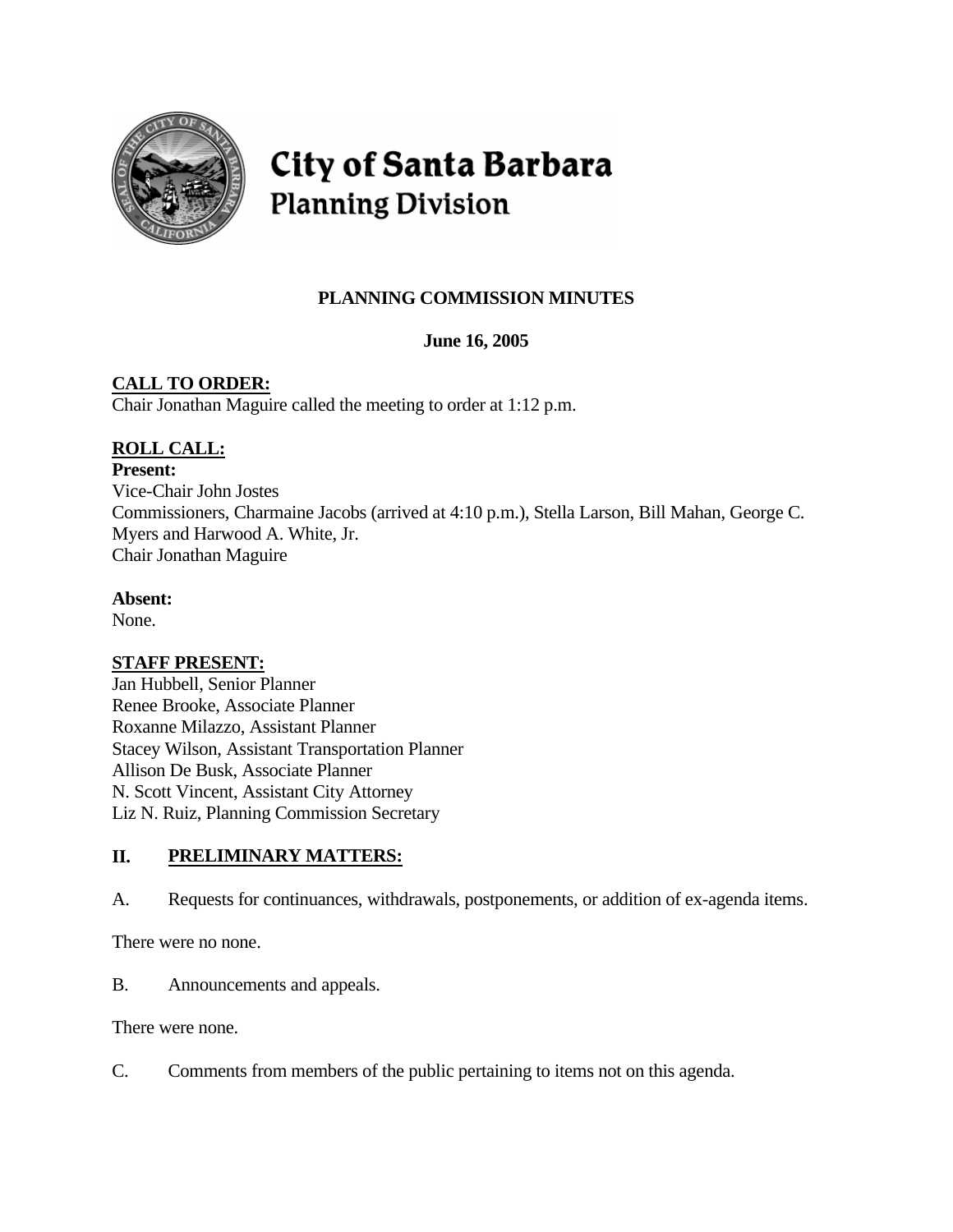# City of Santa Barbara
## Planning Division

**PLANNING COMMISSION MINUTES**

**June 16, 2005**

**CALL TO ORDER:**
Chair Jonathan Maguire called the meeting to order at 1:12 p.m.

**ROLL CALL:**

**Present:**
Vice-Chair John Jostes
Commissioners, Charmaine Jacobs (arrived at 4:10 p.m.), Stella Larson, Bill Mahan, George C. Myers and Harwood A. White, Jr.
Chair Jonathan Maguire

**Absent:**
None.

**STAFF PRESENT:**
Jan Hubbell, Senior Planner
Renee Brooke, Associate Planner
Roxanne Milazzo, Assistant Planner
Stacey Wilson, Assistant Transportation Planner
Allison De Busk, Associate Planner
N. Scott Vincent, Assistant City Attorney
Liz N. Ruiz, Planning Commission Secretary

## II. PRELIMINARY MATTERS:

A. Requests for continuances, withdrawals, postponements, or addition of ex-agenda items.

There were no none.

B. Announcements and appeals.

There were none.

C. Comments from members of the public pertaining to items not on this agenda.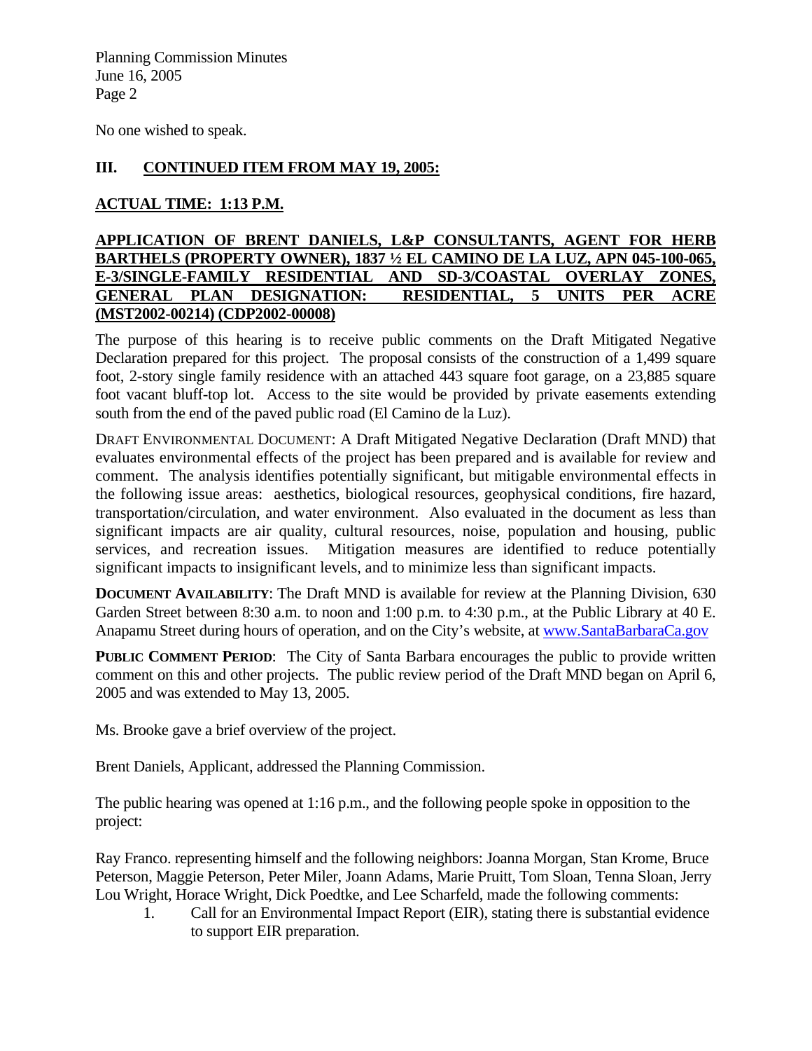No one wished to speak.

## III. CONTINUED ITEM FROM MAY 19, 2005:

**ACTUAL TIME: 1:13 P.M.**

**APPLICATION OF BRENT DANIELS, L&P CONSULTANTS, AGENT FOR HERB BARTHELS (PROPERTY OWNER), 1837 ½ EL CAMINO DE LA LUZ, APN 045-100-065, E-3/SINGLE-FAMILY RESIDENTIAL AND SD-3/COASTAL OVERLAY ZONES, GENERAL PLAN DESIGNATION: RESIDENTIAL, 5 UNITS PER ACRE (MST2002-00214) (CDP2002-00008)**

The purpose of this hearing is to receive public comments on the Draft Mitigated Negative Declaration prepared for this project. The proposal consists of the construction of a 1,499 square foot, 2-story single family residence with an attached 443 square foot garage, on a 23,885 square foot vacant bluff-top lot. Access to the site would be provided by private easements extending south from the end of the paved public road (El Camino de la Luz).

DRAFT ENVIRONMENTAL DOCUMENT: A Draft Mitigated Negative Declaration (Draft MND) that evaluates environmental effects of the project has been prepared and is available for review and comment. The analysis identifies potentially significant, but mitigable environmental effects in the following issue areas: aesthetics, biological resources, geophysical conditions, fire hazard, transportation/circulation, and water environment. Also evaluated in the document as less than significant impacts are air quality, cultural resources, noise, population and housing, public services, and recreation issues. Mitigation measures are identified to reduce potentially significant impacts to insignificant levels, and to minimize less than significant impacts.

**DOCUMENT AVAILABILITY**: The Draft MND is available for review at the Planning Division, 630 Garden Street between 8:30 a.m. to noon and 1:00 p.m. to 4:30 p.m., at the Public Library at 40 E. Anapamu Street during hours of operation, and on the City's website, at www.SantaBarbaraCa.gov

**PUBLIC COMMENT PERIOD**: The City of Santa Barbara encourages the public to provide written comment on this and other projects. The public review period of the Draft MND began on April 6, 2005 and was extended to May 13, 2005.

Ms. Brooke gave a brief overview of the project.

Brent Daniels, Applicant, addressed the Planning Commission.

The public hearing was opened at 1:16 p.m., and the following people spoke in opposition to the project:

Ray Franco. representing himself and the following neighbors: Joanna Morgan, Stan Krome, Bruce Peterson, Maggie Peterson, Peter Miler, Joann Adams, Marie Pruitt, Tom Sloan, Tenna Sloan, Jerry Lou Wright, Horace Wright, Dick Poedtke, and Lee Scharfeld, made the following comments:

1. Call for an Environmental Impact Report (EIR), stating there is substantial evidence to support EIR preparation.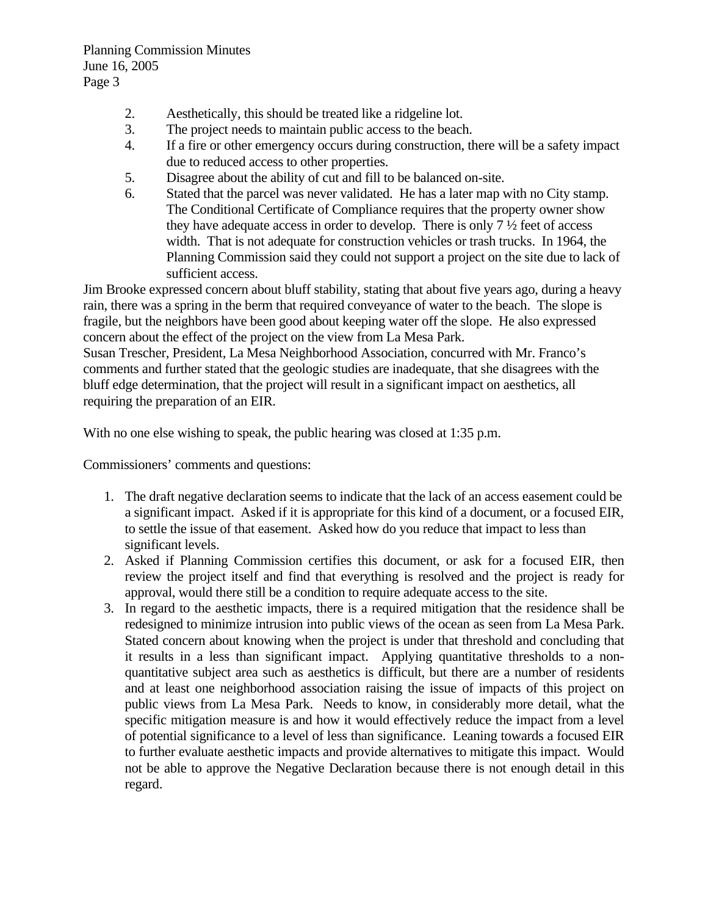2. Aesthetically, this should be treated like a ridgeline lot.
3. The project needs to maintain public access to the beach.
4. If a fire or other emergency occurs during construction, there will be a safety impact due to reduced access to other properties.
5. Disagree about the ability of cut and fill to be balanced on-site.
6. Stated that the parcel was never validated. He has a later map with no City stamp. The Conditional Certificate of Compliance requires that the property owner show they have adequate access in order to develop. There is only 7 ½ feet of access width. That is not adequate for construction vehicles or trash trucks. In 1964, the Planning Commission said they could not support a project on the site due to lack of sufficient access.

Jim Brooke expressed concern about bluff stability, stating that about five years ago, during a heavy rain, there was a spring in the berm that required conveyance of water to the beach. The slope is fragile, but the neighbors have been good about keeping water off the slope. He also expressed concern about the effect of the project on the view from La Mesa Park.

Susan Trescher, President, La Mesa Neighborhood Association, concurred with Mr. Franco's comments and further stated that the geologic studies are inadequate, that she disagrees with the bluff edge determination, that the project will result in a significant impact on aesthetics, all requiring the preparation of an EIR.

With no one else wishing to speak, the public hearing was closed at 1:35 p.m.

Commissioners' comments and questions:

1. The draft negative declaration seems to indicate that the lack of an access easement could be a significant impact. Asked if it is appropriate for this kind of a document, or a focused EIR, to settle the issue of that easement. Asked how do you reduce that impact to less than significant levels.
2. Asked if Planning Commission certifies this document, or ask for a focused EIR, then review the project itself and find that everything is resolved and the project is ready for approval, would there still be a condition to require adequate access to the site.
3. In regard to the aesthetic impacts, there is a required mitigation that the residence shall be redesigned to minimize intrusion into public views of the ocean as seen from La Mesa Park. Stated concern about knowing when the project is under that threshold and concluding that it results in a less than significant impact. Applying quantitative thresholds to a non-quantitative subject area such as aesthetics is difficult, but there are a number of residents and at least one neighborhood association raising the issue of impacts of this project on public views from La Mesa Park. Needs to know, in considerably more detail, what the specific mitigation measure is and how it would effectively reduce the impact from a level of potential significance to a level of less than significance. Leaning towards a focused EIR to further evaluate aesthetic impacts and provide alternatives to mitigate this impact. Would not be able to approve the Negative Declaration because there is not enough detail in this regard.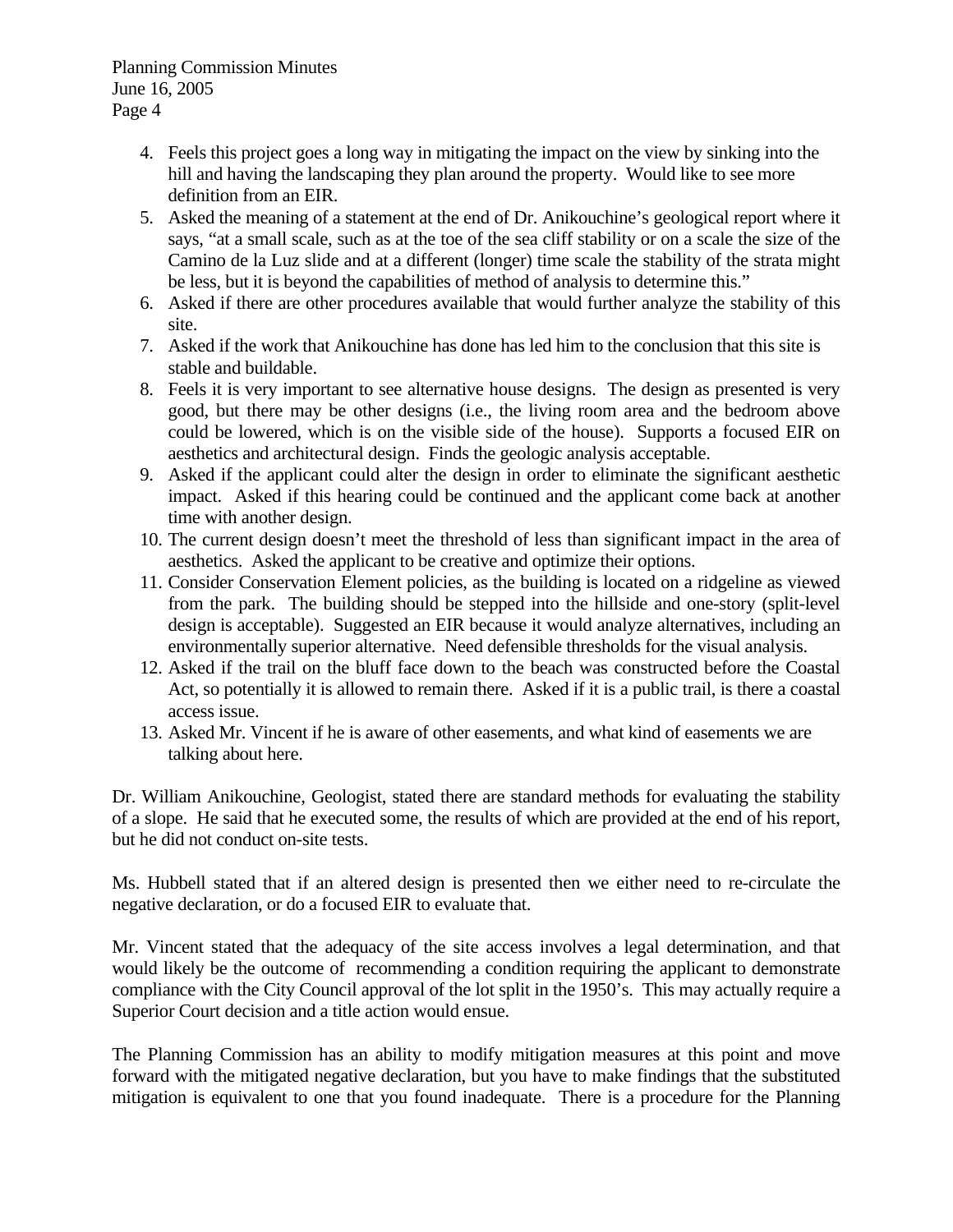4. Feels this project goes a long way in mitigating the impact on the view by sinking into the hill and having the landscaping they plan around the property. Would like to see more definition from an EIR.
5. Asked the meaning of a statement at the end of Dr. Anikouchine's geological report where it says, "at a small scale, such as at the toe of the sea cliff stability or on a scale the size of the Camino de la Luz slide and at a different (longer) time scale the stability of the strata might be less, but it is beyond the capabilities of method of analysis to determine this."
6. Asked if there are other procedures available that would further analyze the stability of this site.
7. Asked if the work that Anikouchine has done has led him to the conclusion that this site is stable and buildable.
8. Feels it is very important to see alternative house designs. The design as presented is very good, but there may be other designs (i.e., the living room area and the bedroom above could be lowered, which is on the visible side of the house). Supports a focused EIR on aesthetics and architectural design. Finds the geologic analysis acceptable.
9. Asked if the applicant could alter the design in order to eliminate the significant aesthetic impact. Asked if this hearing could be continued and the applicant come back at another time with another design.
10. The current design doesn't meet the threshold of less than significant impact in the area of aesthetics. Asked the applicant to be creative and optimize their options.
11. Consider Conservation Element policies, as the building is located on a ridgeline as viewed from the park. The building should be stepped into the hillside and one-story (split-level design is acceptable). Suggested an EIR because it would analyze alternatives, including an environmentally superior alternative. Need defensible thresholds for the visual analysis.
12. Asked if the trail on the bluff face down to the beach was constructed before the Coastal Act, so potentially it is allowed to remain there. Asked if it is a public trail, is there a coastal access issue.
13. Asked Mr. Vincent if he is aware of other easements, and what kind of easements we are talking about here.

Dr. William Anikouchine, Geologist, stated there are standard methods for evaluating the stability of a slope. He said that he executed some, the results of which are provided at the end of his report, but he did not conduct on-site tests.

Ms. Hubbell stated that if an altered design is presented then we either need to re-circulate the negative declaration, or do a focused EIR to evaluate that.

Mr. Vincent stated that the adequacy of the site access involves a legal determination, and that would likely be the outcome of recommending a condition requiring the applicant to demonstrate compliance with the City Council approval of the lot split in the 1950's. This may actually require a Superior Court decision and a title action would ensue.

The Planning Commission has an ability to modify mitigation measures at this point and move forward with the mitigated negative declaration, but you have to make findings that the substituted mitigation is equivalent to one that you found inadequate. There is a procedure for the Planning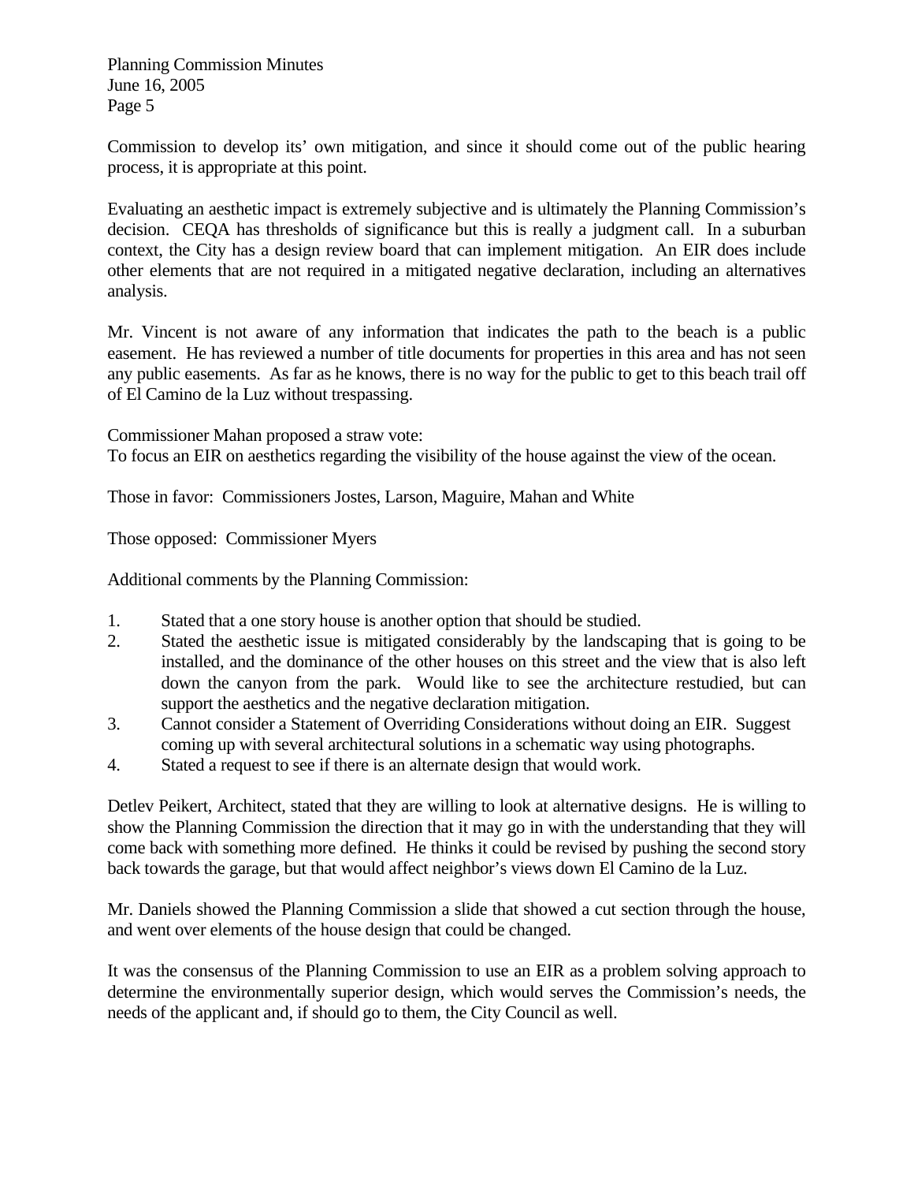Commission to develop its' own mitigation, and since it should come out of the public hearing process, it is appropriate at this point.

Evaluating an aesthetic impact is extremely subjective and is ultimately the Planning Commission's decision. CEQA has thresholds of significance but this is really a judgment call. In a suburban context, the City has a design review board that can implement mitigation. An EIR does include other elements that are not required in a mitigated negative declaration, including an alternatives analysis.

Mr. Vincent is not aware of any information that indicates the path to the beach is a public easement. He has reviewed a number of title documents for properties in this area and has not seen any public easements. As far as he knows, there is no way for the public to get to this beach trail off of El Camino de la Luz without trespassing.

Commissioner Mahan proposed a straw vote:
To focus an EIR on aesthetics regarding the visibility of the house against the view of the ocean.

Those in favor: Commissioners Jostes, Larson, Maguire, Mahan and White

Those opposed: Commissioner Myers

Additional comments by the Planning Commission:

1. Stated that a one story house is another option that should be studied.
2. Stated the aesthetic issue is mitigated considerably by the landscaping that is going to be installed, and the dominance of the other houses on this street and the view that is also left down the canyon from the park. Would like to see the architecture restudied, but can support the aesthetics and the negative declaration mitigation.
3. Cannot consider a Statement of Overriding Considerations without doing an EIR. Suggest coming up with several architectural solutions in a schematic way using photographs.
4. Stated a request to see if there is an alternate design that would work.

Detlev Peikert, Architect, stated that they are willing to look at alternative designs. He is willing to show the Planning Commission the direction that it may go in with the understanding that they will come back with something more defined. He thinks it could be revised by pushing the second story back towards the garage, but that would affect neighbor's views down El Camino de la Luz.

Mr. Daniels showed the Planning Commission a slide that showed a cut section through the house, and went over elements of the house design that could be changed.

It was the consensus of the Planning Commission to use an EIR as a problem solving approach to determine the environmentally superior design, which would serves the Commission's needs, the needs of the applicant and, if should go to them, the City Council as well.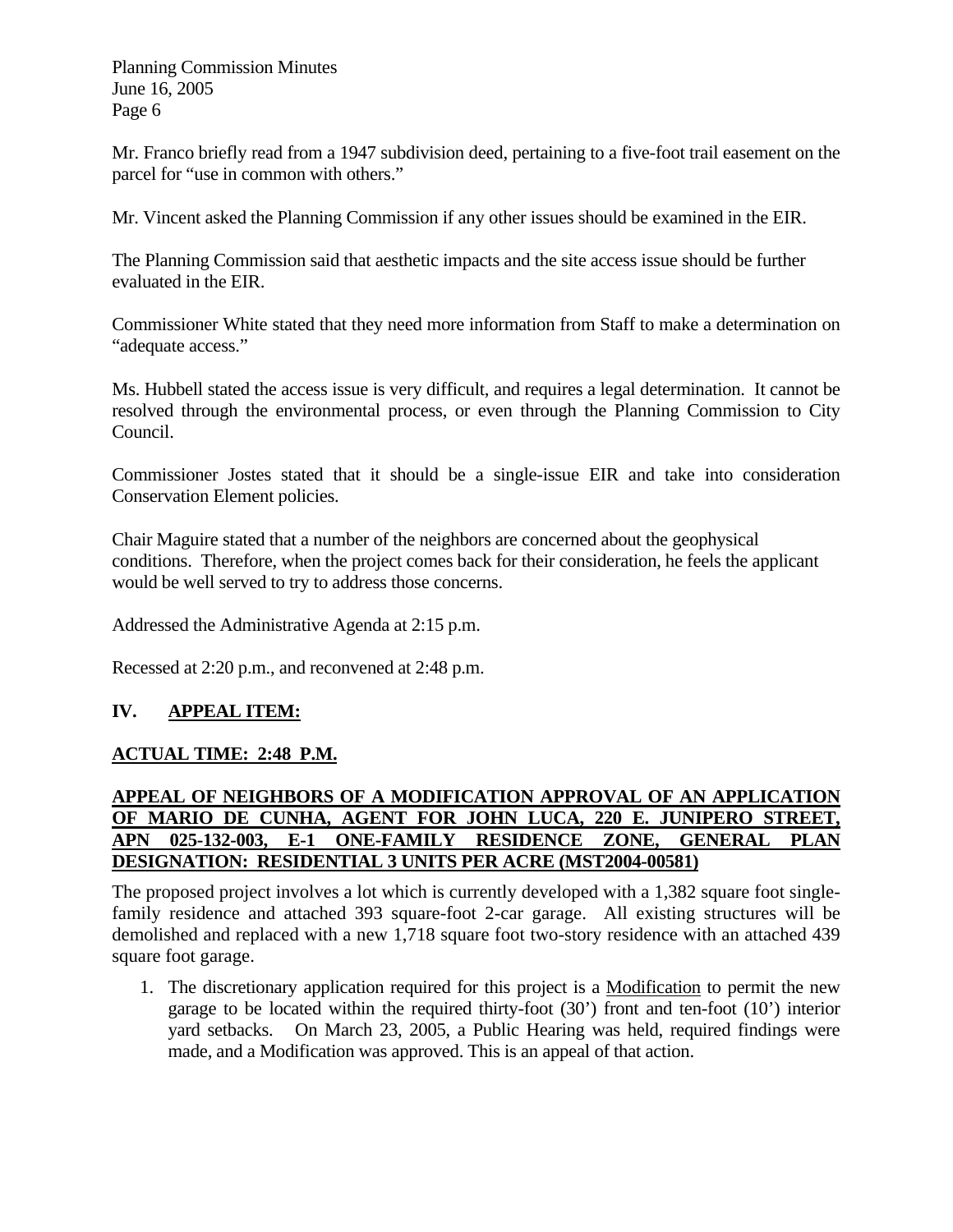Mr. Franco briefly read from a 1947 subdivision deed, pertaining to a five-foot trail easement on the parcel for "use in common with others."

Mr. Vincent asked the Planning Commission if any other issues should be examined in the EIR.

The Planning Commission said that aesthetic impacts and the site access issue should be further evaluated in the EIR.

Commissioner White stated that they need more information from Staff to make a determination on "adequate access."

Ms. Hubbell stated the access issue is very difficult, and requires a legal determination. It cannot be resolved through the environmental process, or even through the Planning Commission to City Council.

Commissioner Jostes stated that it should be a single-issue EIR and take into consideration Conservation Element policies.

Chair Maguire stated that a number of the neighbors are concerned about the geophysical conditions. Therefore, when the project comes back for their consideration, he feels the applicant would be well served to try to address those concerns.

Addressed the Administrative Agenda at 2:15 p.m.

Recessed at 2:20 p.m., and reconvened at 2:48 p.m.

## IV. APPEAL ITEM:

**ACTUAL TIME: 2:48 P.M.**

**APPEAL OF NEIGHBORS OF A MODIFICATION APPROVAL OF AN APPLICATION OF MARIO DE CUNHA, AGENT FOR JOHN LUCA, 220 E. JUNIPERO STREET, APN 025-132-003, E-1 ONE-FAMILY RESIDENCE ZONE, GENERAL PLAN DESIGNATION: RESIDENTIAL 3 UNITS PER ACRE (MST2004-00581)**

The proposed project involves a lot which is currently developed with a 1,382 square foot single-family residence and attached 393 square-foot 2-car garage. All existing structures will be demolished and replaced with a new 1,718 square foot two-story residence with an attached 439 square foot garage.

1. The discretionary application required for this project is a Modification to permit the new garage to be located within the required thirty-foot (30') front and ten-foot (10') interior yard setbacks. On March 23, 2005, a Public Hearing was held, required findings were made, and a Modification was approved. This is an appeal of that action.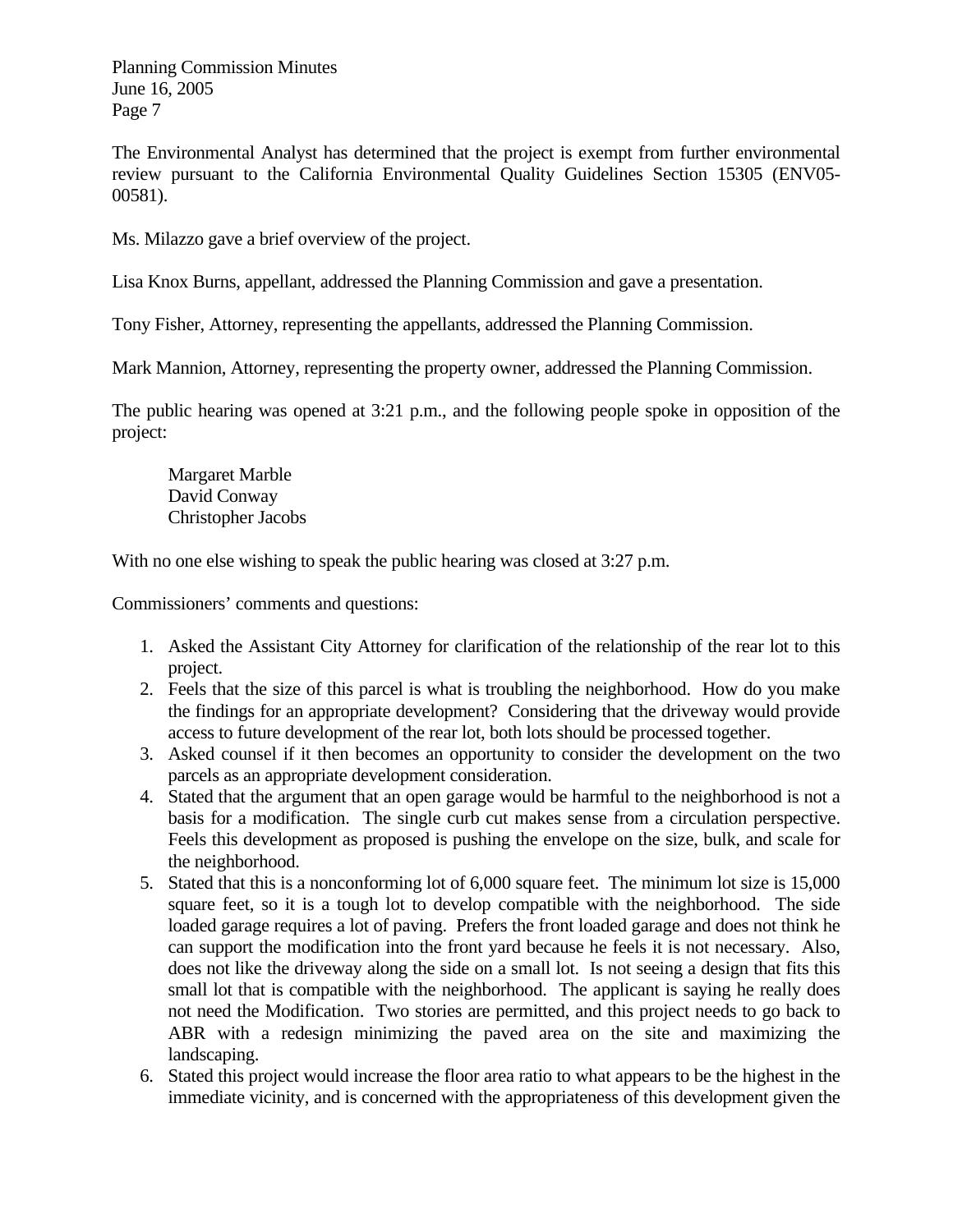The Environmental Analyst has determined that the project is exempt from further environmental review pursuant to the California Environmental Quality Guidelines Section 15305 (ENV05-00581).

Ms. Milazzo gave a brief overview of the project.

Lisa Knox Burns, appellant, addressed the Planning Commission and gave a presentation.

Tony Fisher, Attorney, representing the appellants, addressed the Planning Commission.

Mark Mannion, Attorney, representing the property owner, addressed the Planning Commission.

The public hearing was opened at 3:21 p.m., and the following people spoke in opposition of the project:

Margaret Marble
David Conway
Christopher Jacobs

With no one else wishing to speak the public hearing was closed at 3:27 p.m.

Commissioners' comments and questions:

1. Asked the Assistant City Attorney for clarification of the relationship of the rear lot to this project.
2. Feels that the size of this parcel is what is troubling the neighborhood. How do you make the findings for an appropriate development? Considering that the driveway would provide access to future development of the rear lot, both lots should be processed together.
3. Asked counsel if it then becomes an opportunity to consider the development on the two parcels as an appropriate development consideration.
4. Stated that the argument that an open garage would be harmful to the neighborhood is not a basis for a modification. The single curb cut makes sense from a circulation perspective. Feels this development as proposed is pushing the envelope on the size, bulk, and scale for the neighborhood.
5. Stated that this is a nonconforming lot of 6,000 square feet. The minimum lot size is 15,000 square feet, so it is a tough lot to develop compatible with the neighborhood. The side loaded garage requires a lot of paving. Prefers the front loaded garage and does not think he can support the modification into the front yard because he feels it is not necessary. Also, does not like the driveway along the side on a small lot. Is not seeing a design that fits this small lot that is compatible with the neighborhood. The applicant is saying he really does not need the Modification. Two stories are permitted, and this project needs to go back to ABR with a redesign minimizing the paved area on the site and maximizing the landscaping.
6. Stated this project would increase the floor area ratio to what appears to be the highest in the immediate vicinity, and is concerned with the appropriateness of this development given the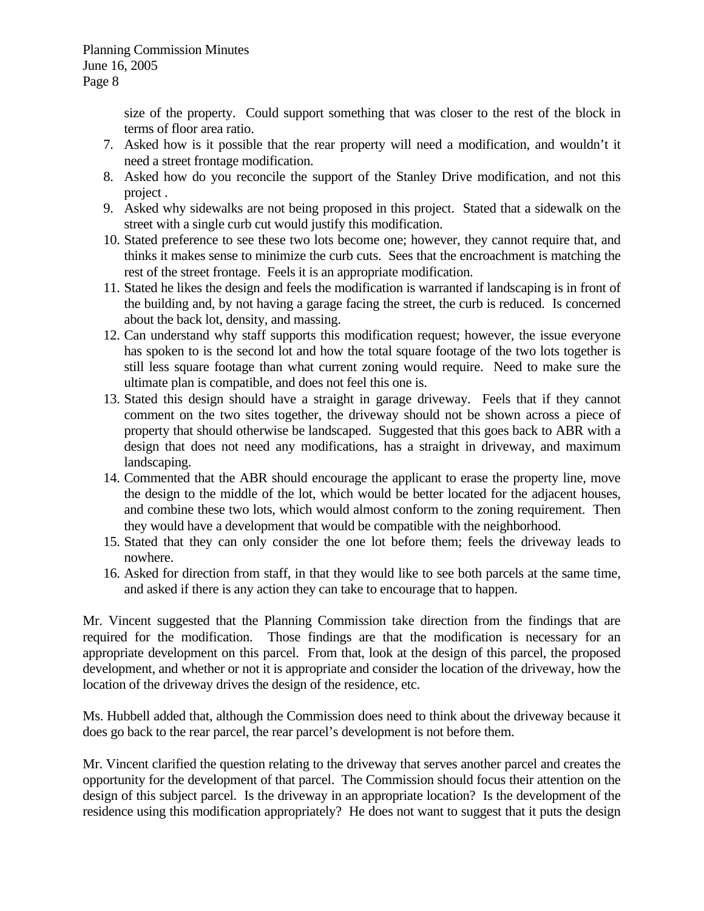size of the property. Could support something that was closer to the rest of the block in terms of floor area ratio.

7. Asked how is it possible that the rear property will need a modification, and wouldn't it need a street frontage modification.
8. Asked how do you reconcile the support of the Stanley Drive modification, and not this project .
9. Asked why sidewalks are not being proposed in this project. Stated that a sidewalk on the street with a single curb cut would justify this modification.
10. Stated preference to see these two lots become one; however, they cannot require that, and thinks it makes sense to minimize the curb cuts. Sees that the encroachment is matching the rest of the street frontage. Feels it is an appropriate modification.
11. Stated he likes the design and feels the modification is warranted if landscaping is in front of the building and, by not having a garage facing the street, the curb is reduced. Is concerned about the back lot, density, and massing.
12. Can understand why staff supports this modification request; however, the issue everyone has spoken to is the second lot and how the total square footage of the two lots together is still less square footage than what current zoning would require. Need to make sure the ultimate plan is compatible, and does not feel this one is.
13. Stated this design should have a straight in garage driveway. Feels that if they cannot comment on the two sites together, the driveway should not be shown across a piece of property that should otherwise be landscaped. Suggested that this goes back to ABR with a design that does not need any modifications, has a straight in driveway, and maximum landscaping.
14. Commented that the ABR should encourage the applicant to erase the property line, move the design to the middle of the lot, which would be better located for the adjacent houses, and combine these two lots, which would almost conform to the zoning requirement. Then they would have a development that would be compatible with the neighborhood.
15. Stated that they can only consider the one lot before them; feels the driveway leads to nowhere.
16. Asked for direction from staff, in that they would like to see both parcels at the same time, and asked if there is any action they can take to encourage that to happen.

Mr. Vincent suggested that the Planning Commission take direction from the findings that are required for the modification. Those findings are that the modification is necessary for an appropriate development on this parcel. From that, look at the design of this parcel, the proposed development, and whether or not it is appropriate and consider the location of the driveway, how the location of the driveway drives the design of the residence, etc.

Ms. Hubbell added that, although the Commission does need to think about the driveway because it does go back to the rear parcel, the rear parcel's development is not before them.

Mr. Vincent clarified the question relating to the driveway that serves another parcel and creates the opportunity for the development of that parcel. The Commission should focus their attention on the design of this subject parcel. Is the driveway in an appropriate location? Is the development of the residence using this modification appropriately? He does not want to suggest that it puts the design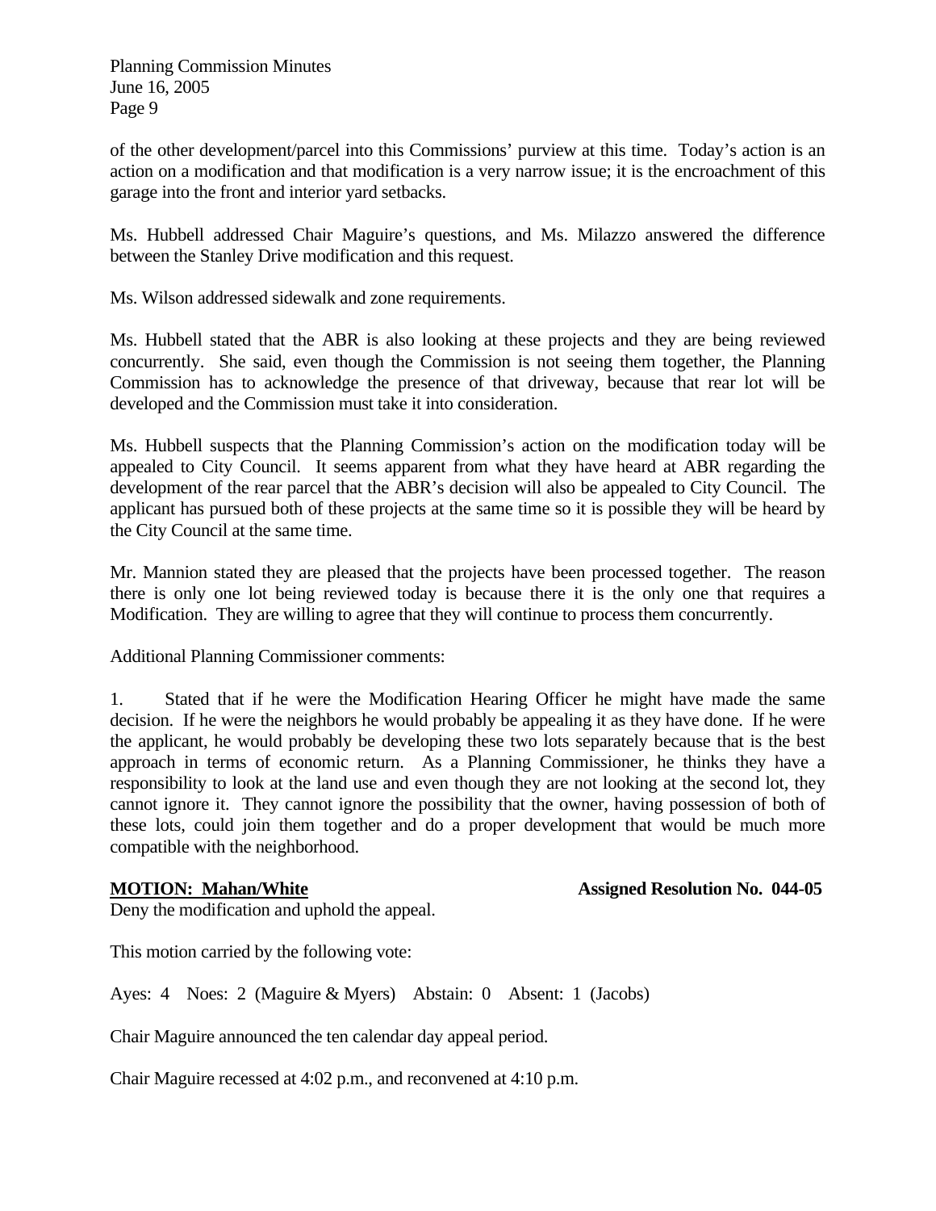of the other development/parcel into this Commissions' purview at this time. Today's action is an action on a modification and that modification is a very narrow issue; it is the encroachment of this garage into the front and interior yard setbacks.

Ms. Hubbell addressed Chair Maguire's questions, and Ms. Milazzo answered the difference between the Stanley Drive modification and this request.

Ms. Wilson addressed sidewalk and zone requirements.

Ms. Hubbell stated that the ABR is also looking at these projects and they are being reviewed concurrently. She said, even though the Commission is not seeing them together, the Planning Commission has to acknowledge the presence of that driveway, because that rear lot will be developed and the Commission must take it into consideration.

Ms. Hubbell suspects that the Planning Commission's action on the modification today will be appealed to City Council. It seems apparent from what they have heard at ABR regarding the development of the rear parcel that the ABR's decision will also be appealed to City Council. The applicant has pursued both of these projects at the same time so it is possible they will be heard by the City Council at the same time.

Mr. Mannion stated they are pleased that the projects have been processed together. The reason there is only one lot being reviewed today is because there it is the only one that requires a Modification. They are willing to agree that they will continue to process them concurrently.

Additional Planning Commissioner comments:

1. Stated that if he were the Modification Hearing Officer he might have made the same decision. If he were the neighbors he would probably be appealing it as they have done. If he were the applicant, he would probably be developing these two lots separately because that is the best approach in terms of economic return. As a Planning Commissioner, he thinks they have a responsibility to look at the land use and even though they are not looking at the second lot, they cannot ignore it. They cannot ignore the possibility that the owner, having possession of both of these lots, could join them together and do a proper development that would be much more compatible with the neighborhood.

**MOTION: Mahan/White** **Assigned Resolution No. 044-05**

Deny the modification and uphold the appeal.

This motion carried by the following vote:

Ayes: 4 Noes: 2 (Maguire & Myers) Abstain: 0 Absent: 1 (Jacobs)

Chair Maguire announced the ten calendar day appeal period.

Chair Maguire recessed at 4:02 p.m., and reconvened at 4:10 p.m.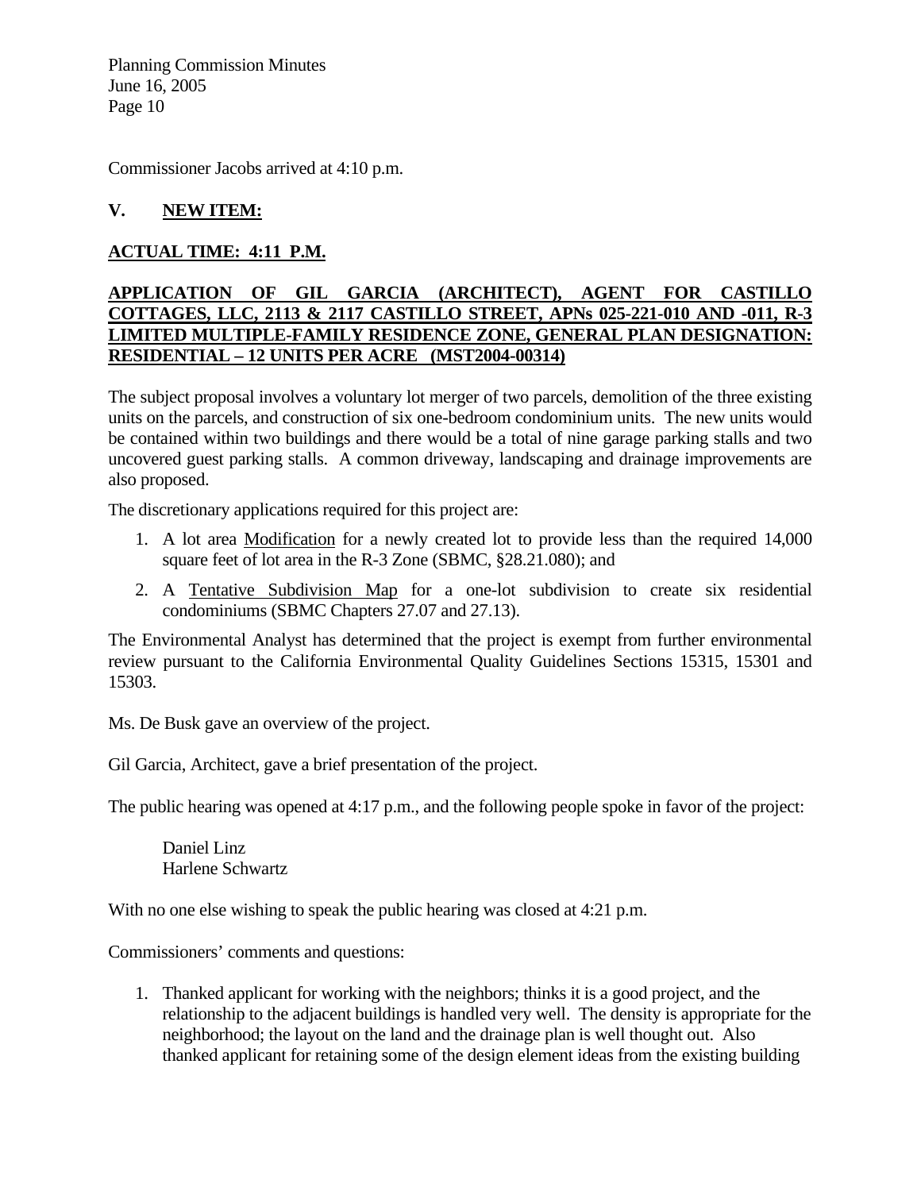Commissioner Jacobs arrived at 4:10 p.m.

## V. NEW ITEM:

**ACTUAL TIME: 4:11 P.M.**

**APPLICATION OF GIL GARCIA (ARCHITECT), AGENT FOR CASTILLO COTTAGES, LLC, 2113 & 2117 CASTILLO STREET, APNs 025-221-010 AND -011, R-3 LIMITED MULTIPLE-FAMILY RESIDENCE ZONE, GENERAL PLAN DESIGNATION: RESIDENTIAL – 12 UNITS PER ACRE (MST2004-00314)**

The subject proposal involves a voluntary lot merger of two parcels, demolition of the three existing units on the parcels, and construction of six one-bedroom condominium units. The new units would be contained within two buildings and there would be a total of nine garage parking stalls and two uncovered guest parking stalls. A common driveway, landscaping and drainage improvements are also proposed.

The discretionary applications required for this project are:

1. A lot area Modification for a newly created lot to provide less than the required 14,000 square feet of lot area in the R-3 Zone (SBMC, §28.21.080); and
2. A Tentative Subdivision Map for a one-lot subdivision to create six residential condominiums (SBMC Chapters 27.07 and 27.13).

The Environmental Analyst has determined that the project is exempt from further environmental review pursuant to the California Environmental Quality Guidelines Sections 15315, 15301 and 15303.

Ms. De Busk gave an overview of the project.

Gil Garcia, Architect, gave a brief presentation of the project.

The public hearing was opened at 4:17 p.m., and the following people spoke in favor of the project:

Daniel Linz
Harlene Schwartz

With no one else wishing to speak the public hearing was closed at 4:21 p.m.

Commissioners' comments and questions:

1. Thanked applicant for working with the neighbors; thinks it is a good project, and the relationship to the adjacent buildings is handled very well. The density is appropriate for the neighborhood; the layout on the land and the drainage plan is well thought out. Also thanked applicant for retaining some of the design element ideas from the existing building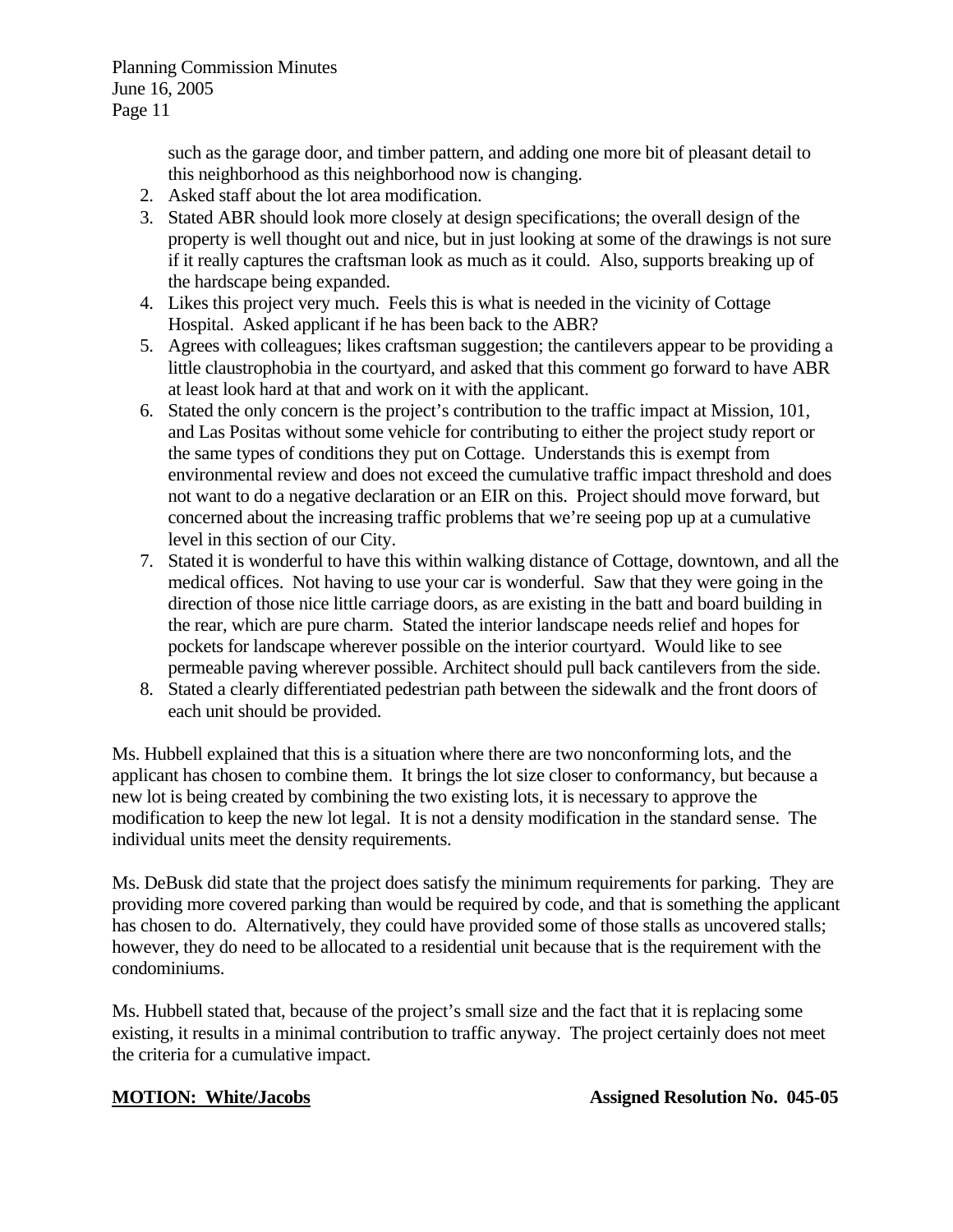such as the garage door, and timber pattern, and adding one more bit of pleasant detail to this neighborhood as this neighborhood now is changing.

2. Asked staff about the lot area modification.
3. Stated ABR should look more closely at design specifications; the overall design of the property is well thought out and nice, but in just looking at some of the drawings is not sure if it really captures the craftsman look as much as it could. Also, supports breaking up of the hardscape being expanded.
4. Likes this project very much. Feels this is what is needed in the vicinity of Cottage Hospital. Asked applicant if he has been back to the ABR?
5. Agrees with colleagues; likes craftsman suggestion; the cantilevers appear to be providing a little claustrophobia in the courtyard, and asked that this comment go forward to have ABR at least look hard at that and work on it with the applicant.
6. Stated the only concern is the project's contribution to the traffic impact at Mission, 101, and Las Positas without some vehicle for contributing to either the project study report or the same types of conditions they put on Cottage. Understands this is exempt from environmental review and does not exceed the cumulative traffic impact threshold and does not want to do a negative declaration or an EIR on this. Project should move forward, but concerned about the increasing traffic problems that we're seeing pop up at a cumulative level in this section of our City.
7. Stated it is wonderful to have this within walking distance of Cottage, downtown, and all the medical offices. Not having to use your car is wonderful. Saw that they were going in the direction of those nice little carriage doors, as are existing in the batt and board building in the rear, which are pure charm. Stated the interior landscape needs relief and hopes for pockets for landscape wherever possible on the interior courtyard. Would like to see permeable paving wherever possible. Architect should pull back cantilevers from the side.
8. Stated a clearly differentiated pedestrian path between the sidewalk and the front doors of each unit should be provided.

Ms. Hubbell explained that this is a situation where there are two nonconforming lots, and the applicant has chosen to combine them. It brings the lot size closer to conformancy, but because a new lot is being created by combining the two existing lots, it is necessary to approve the modification to keep the new lot legal. It is not a density modification in the standard sense. The individual units meet the density requirements.

Ms. DeBusk did state that the project does satisfy the minimum requirements for parking. They are providing more covered parking than would be required by code, and that is something the applicant has chosen to do. Alternatively, they could have provided some of those stalls as uncovered stalls; however, they do need to be allocated to a residential unit because that is the requirement with the condominiums.

Ms. Hubbell stated that, because of the project's small size and the fact that it is replacing some existing, it results in a minimal contribution to traffic anyway. The project certainly does not meet the criteria for a cumulative impact.

**MOTION: White/Jacobs** **Assigned Resolution No. 045-05**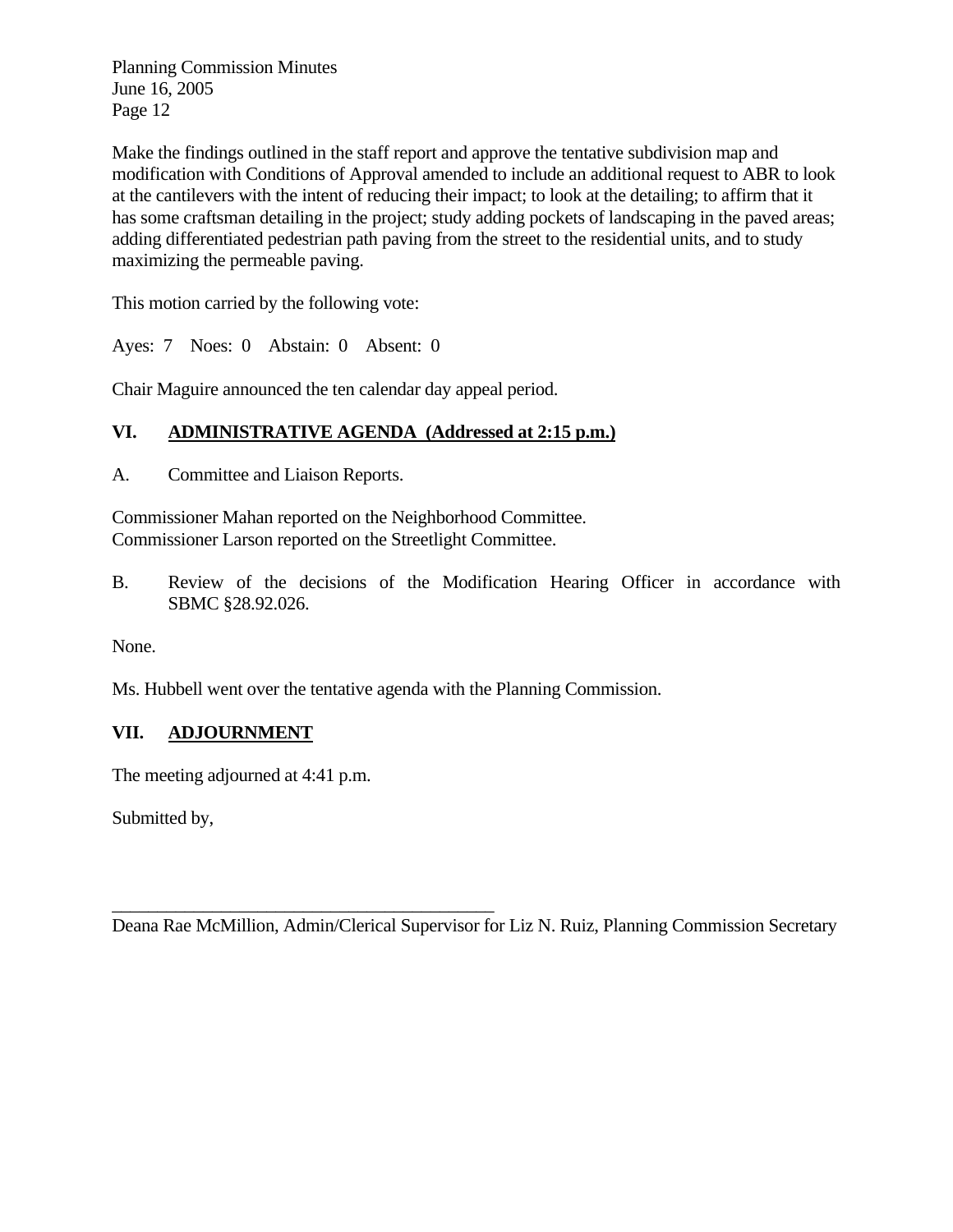Make the findings outlined in the staff report and approve the tentative subdivision map and modification with Conditions of Approval amended to include an additional request to ABR to look at the cantilevers with the intent of reducing their impact; to look at the detailing; to affirm that it has some craftsman detailing in the project; study adding pockets of landscaping in the paved areas; adding differentiated pedestrian path paving from the street to the residential units, and to study maximizing the permeable paving.

This motion carried by the following vote:

Ayes: 7 Noes: 0 Abstain: 0 Absent: 0

Chair Maguire announced the ten calendar day appeal period.

## VI. ADMINISTRATIVE AGENDA (Addressed at 2:15 p.m.)

A. Committee and Liaison Reports.

Commissioner Mahan reported on the Neighborhood Committee.
Commissioner Larson reported on the Streetlight Committee.

B. Review of the decisions of the Modification Hearing Officer in accordance with SBMC §28.92.026.

None.

Ms. Hubbell went over the tentative agenda with the Planning Commission.

## VII. ADJOURNMENT

The meeting adjourned at 4:41 p.m.

Submitted by,

\_\_\_\_\_\_\_\_\_\_\_\_\_\_\_\_\_\_\_\_\_\_\_\_\_\_\_\_\_\_\_\_\_\_\_\_\_\_\_\_\_\_

Deana Rae McMillion, Admin/Clerical Supervisor for Liz N. Ruiz, Planning Commission Secretary